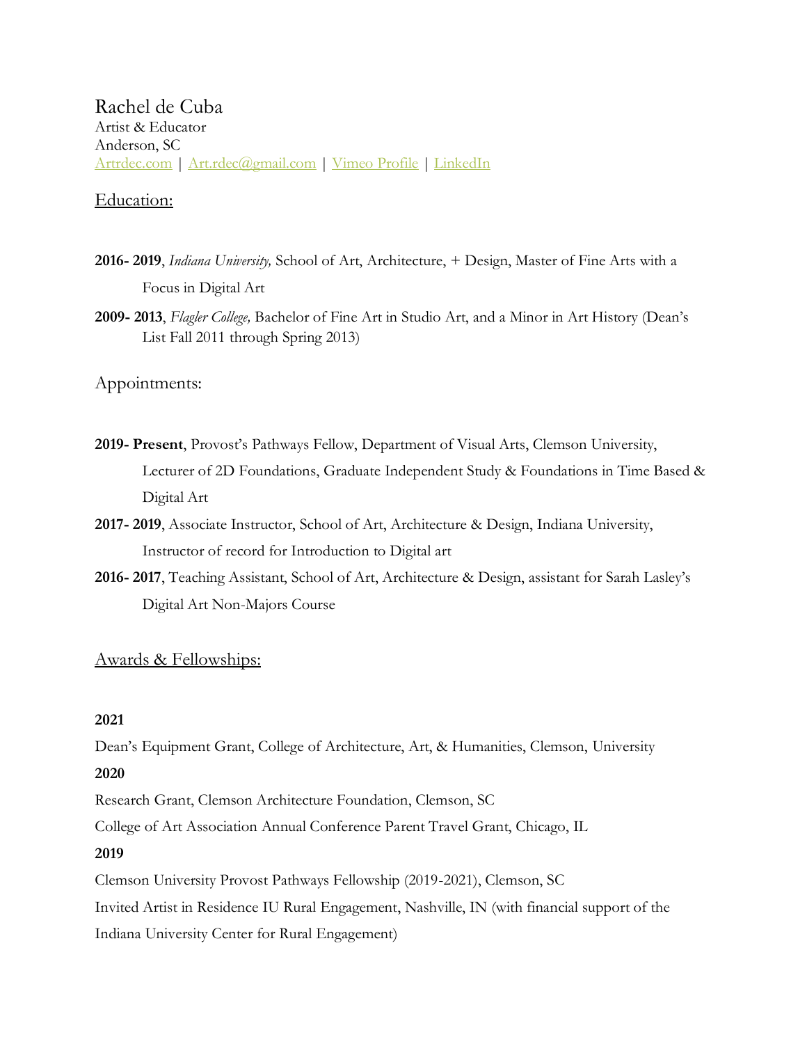# Rachel de Cuba

Artist & Educator
Anderson, SC
Artrdec.com | Art.rdec@gmail.com | Vimeo Profile | LinkedIn

## Education:

**2016- 2019**, *Indiana University,* School of Art, Architecture, + Design, Master of Fine Arts with a Focus in Digital Art

**2009- 2013**, *Flagler College,* Bachelor of Fine Art in Studio Art, and a Minor in Art History (Dean's List Fall 2011 through Spring 2013)

## Appointments:

**2019- Present**, Provost's Pathways Fellow, Department of Visual Arts, Clemson University, Lecturer of 2D Foundations, Graduate Independent Study & Foundations in Time Based & Digital Art

**2017- 2019**, Associate Instructor, School of Art, Architecture & Design, Indiana University, Instructor of record for Introduction to Digital art

**2016- 2017**, Teaching Assistant, School of Art, Architecture & Design, assistant for Sarah Lasley's Digital Art Non-Majors Course

## Awards & Fellowships:

**2021**

Dean's Equipment Grant, College of Architecture, Art, & Humanities, Clemson, University

**2020**

Research Grant, Clemson Architecture Foundation, Clemson, SC

College of Art Association Annual Conference Parent Travel Grant, Chicago, IL

**2019**

Clemson University Provost Pathways Fellowship (2019-2021), Clemson, SC

Invited Artist in Residence IU Rural Engagement, Nashville, IN (with financial support of the Indiana University Center for Rural Engagement)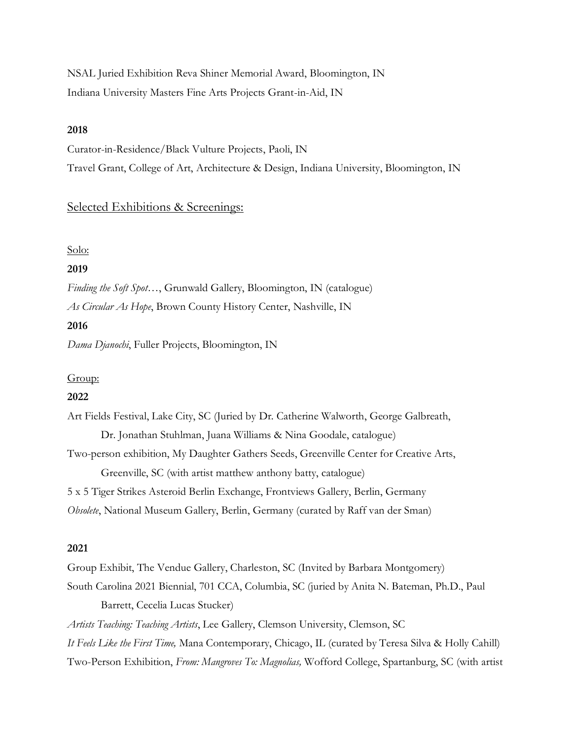NSAL Juried Exhibition Reva Shiner Memorial Award, Bloomington, IN

Indiana University Masters Fine Arts Projects Grant-in-Aid, IN

**2018**

Curator-in-Residence/Black Vulture Projects, Paoli, IN

Travel Grant, College of Art, Architecture & Design, Indiana University, Bloomington, IN

## Selected Exhibitions & Screenings:

### Solo:

**2019**

*Finding the Soft Spot…*, Grunwald Gallery, Bloomington, IN (catalogue)

*As Circular As Hope*, Brown County History Center, Nashville, IN

**2016**

*Dama Djanochi*, Fuller Projects, Bloomington, IN

### Group:

**2022**

Art Fields Festival, Lake City, SC (Juried by Dr. Catherine Walworth, George Galbreath, Dr. Jonathan Stuhlman, Juana Williams & Nina Goodale, catalogue)

Two-person exhibition, My Daughter Gathers Seeds, Greenville Center for Creative Arts, Greenville, SC (with artist matthew anthony batty, catalogue)

5 x 5 Tiger Strikes Asteroid Berlin Exchange, Frontviews Gallery, Berlin, Germany

*Obsolete*, National Museum Gallery, Berlin, Germany (curated by Raff van der Sman)

**2021**

Group Exhibit, The Vendue Gallery, Charleston, SC (Invited by Barbara Montgomery)

South Carolina 2021 Biennial, 701 CCA, Columbia, SC (juried by Anita N. Bateman, Ph.D., Paul Barrett, Cecelia Lucas Stucker)

*Artists Teaching: Teaching Artists*, Lee Gallery, Clemson University, Clemson, SC

*It Feels Like the First Time,* Mana Contemporary, Chicago, IL (curated by Teresa Silva & Holly Cahill)

Two-Person Exhibition, *From: Mangroves To: Magnolias,* Wofford College, Spartanburg, SC (with artist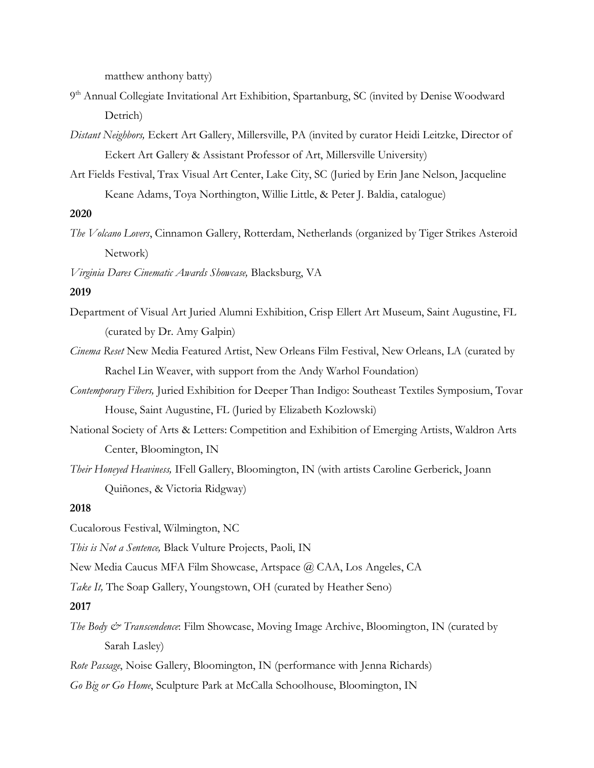matthew anthony batty)

9th Annual Collegiate Invitational Art Exhibition, Spartanburg, SC (invited by Denise Woodward Detrich)

*Distant Neighbors,* Eckert Art Gallery, Millersville, PA (invited by curator Heidi Leitzke, Director of Eckert Art Gallery & Assistant Professor of Art, Millersville University)

Art Fields Festival, Trax Visual Art Center, Lake City, SC (Juried by Erin Jane Nelson, Jacqueline Keane Adams, Toya Northington, Willie Little, & Peter J. Baldia, catalogue)

**2020**

*The Volcano Lovers*, Cinnamon Gallery, Rotterdam, Netherlands (organized by Tiger Strikes Asteroid Network)

*Virginia Dares Cinematic Awards Showcase,* Blacksburg, VA

**2019**

Department of Visual Art Juried Alumni Exhibition, Crisp Ellert Art Museum, Saint Augustine, FL (curated by Dr. Amy Galpin)

*Cinema Reset* New Media Featured Artist, New Orleans Film Festival, New Orleans, LA (curated by Rachel Lin Weaver, with support from the Andy Warhol Foundation)

*Contemporary Fibers,* Juried Exhibition for Deeper Than Indigo: Southeast Textiles Symposium, Tovar House, Saint Augustine, FL (Juried by Elizabeth Kozlowski)

National Society of Arts & Letters: Competition and Exhibition of Emerging Artists, Waldron Arts Center, Bloomington, IN

*Their Honeyed Heaviness,* IFell Gallery, Bloomington, IN (with artists Caroline Gerberick, Joann Quiñones, & Victoria Ridgway)

**2018**

Cucalorous Festival, Wilmington, NC

*This is Not a Sentence,* Black Vulture Projects, Paoli, IN

New Media Caucus MFA Film Showcase, Artspace @ CAA, Los Angeles, CA

*Take It,* The Soap Gallery, Youngstown, OH (curated by Heather Seno)

**2017**

*The Body & Transcendence*: Film Showcase, Moving Image Archive, Bloomington, IN (curated by Sarah Lasley)

*Rote Passage*, Noise Gallery, Bloomington, IN (performance with Jenna Richards)

*Go Big or Go Home*, Sculpture Park at McCalla Schoolhouse, Bloomington, IN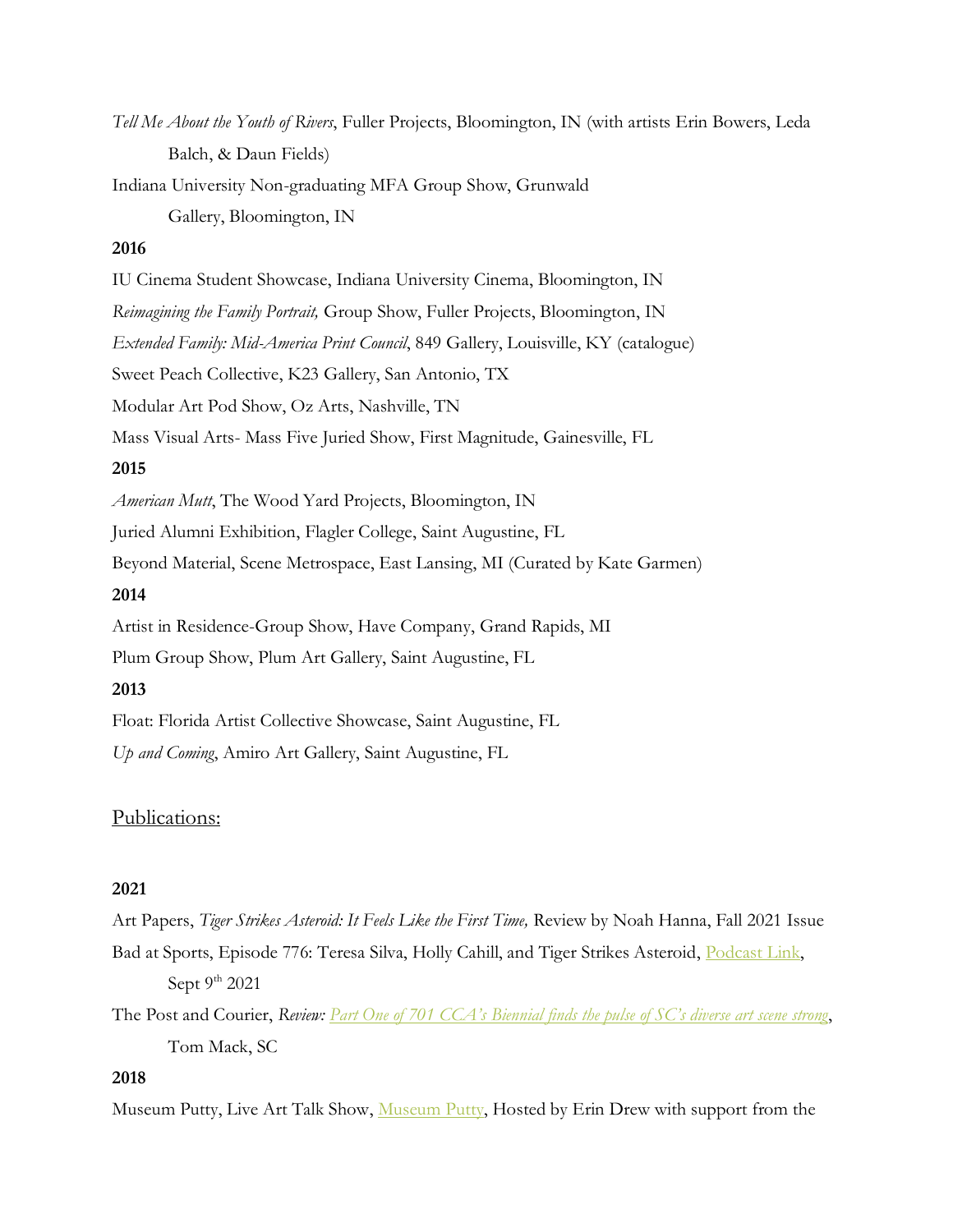*Tell Me About the Youth of Rivers*, Fuller Projects, Bloomington, IN (with artists Erin Bowers, Leda Balch, & Daun Fields)

Indiana University Non-graduating MFA Group Show, Grunwald Gallery, Bloomington, IN

**2016**

IU Cinema Student Showcase, Indiana University Cinema, Bloomington, IN

*Reimagining the Family Portrait,* Group Show, Fuller Projects, Bloomington, IN

*Extended Family: Mid-America Print Council*, 849 Gallery, Louisville, KY (catalogue)

Sweet Peach Collective, K23 Gallery, San Antonio, TX

Modular Art Pod Show, Oz Arts, Nashville, TN

Mass Visual Arts- Mass Five Juried Show, First Magnitude, Gainesville, FL

**2015**

*American Mutt*, The Wood Yard Projects, Bloomington, IN

Juried Alumni Exhibition, Flagler College, Saint Augustine, FL

Beyond Material, Scene Metrospace, East Lansing, MI (Curated by Kate Garmen)

**2014**

Artist in Residence-Group Show, Have Company, Grand Rapids, MI

Plum Group Show, Plum Art Gallery, Saint Augustine, FL

**2013**

Float: Florida Artist Collective Showcase, Saint Augustine, FL

*Up and Coming*, Amiro Art Gallery, Saint Augustine, FL

## Publications:

**2021**

Art Papers, *Tiger Strikes Asteroid: It Feels Like the First Time,* Review by Noah Hanna, Fall 2021 Issue

Bad at Sports, Episode 776: Teresa Silva, Holly Cahill, and Tiger Strikes Asteroid, Podcast Link, Sept 9th 2021

The Post and Courier, *Review: Part One of 701 CCA's Biennial finds the pulse of SC's diverse art scene strong*, Tom Mack, SC

**2018**

Museum Putty, Live Art Talk Show, Museum Putty, Hosted by Erin Drew with support from the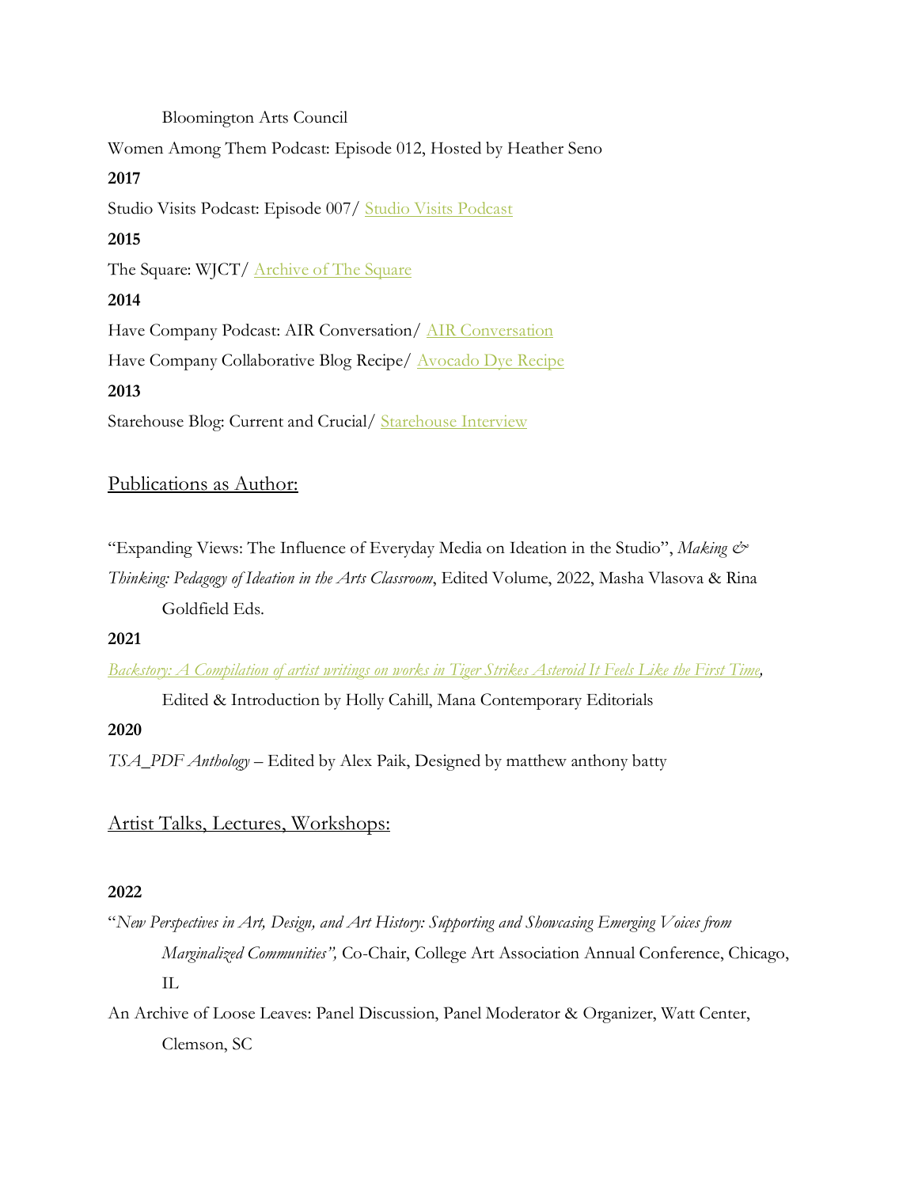Bloomington Arts Council

Women Among Them Podcast: Episode 012, Hosted by Heather Seno

**2017**

Studio Visits Podcast: Episode 007/ Studio Visits Podcast

**2015**

The Square: WJCT/ Archive of The Square

**2014**

Have Company Podcast: AIR Conversation/ AIR Conversation

Have Company Collaborative Blog Recipe/ Avocado Dye Recipe

**2013**

Starehouse Blog: Current and Crucial/ Starehouse Interview

## Publications as Author:

"Expanding Views: The Influence of Everyday Media on Ideation in the Studio", *Making & Thinking: Pedagogy of Ideation in the Arts Classroom*, Edited Volume, 2022, Masha Vlasova & Rina Goldfield Eds.

**2021**

*Backstory: A Compilation of artist writings on works in Tiger Strikes Asteroid It Feels Like the First Time*, Edited & Introduction by Holly Cahill, Mana Contemporary Editorials

**2020**

*TSA_PDF Anthology* – Edited by Alex Paik, Designed by matthew anthony batty

## Artist Talks, Lectures, Workshops:

**2022**

"*New Perspectives in Art, Design, and Art History: Supporting and Showcasing Emerging Voices from Marginalized Communities",* Co-Chair, College Art Association Annual Conference, Chicago, IL

An Archive of Loose Leaves: Panel Discussion, Panel Moderator & Organizer, Watt Center, Clemson, SC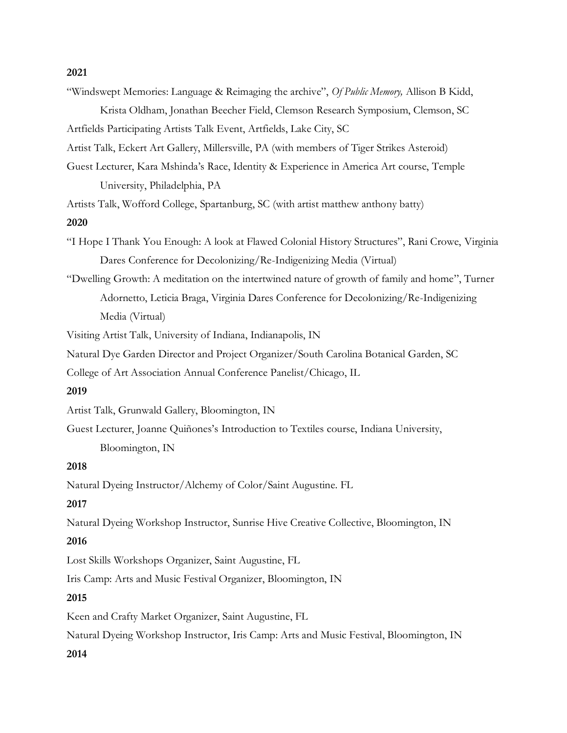**2021**

"Windswept Memories: Language & Reimaging the archive", *Of Public Memory,* Allison B Kidd, Krista Oldham, Jonathan Beecher Field, Clemson Research Symposium, Clemson, SC

Artfields Participating Artists Talk Event, Artfields, Lake City, SC

Artist Talk, Eckert Art Gallery, Millersville, PA (with members of Tiger Strikes Asteroid)

Guest Lecturer, Kara Mshinda's Race, Identity & Experience in America Art course, Temple University, Philadelphia, PA

Artists Talk, Wofford College, Spartanburg, SC (with artist matthew anthony batty)

**2020**

"I Hope I Thank You Enough: A look at Flawed Colonial History Structures", Rani Crowe, Virginia Dares Conference for Decolonizing/Re-Indigenizing Media (Virtual)

"Dwelling Growth: A meditation on the intertwined nature of growth of family and home", Turner Adornetto, Leticia Braga, Virginia Dares Conference for Decolonizing/Re-Indigenizing Media (Virtual)

Visiting Artist Talk, University of Indiana, Indianapolis, IN

Natural Dye Garden Director and Project Organizer/South Carolina Botanical Garden, SC

College of Art Association Annual Conference Panelist/Chicago, IL

**2019**

Artist Talk, Grunwald Gallery, Bloomington, IN

Guest Lecturer, Joanne Quiñones's Introduction to Textiles course, Indiana University, Bloomington, IN

**2018**

Natural Dyeing Instructor/Alchemy of Color/Saint Augustine. FL

**2017**

Natural Dyeing Workshop Instructor, Sunrise Hive Creative Collective, Bloomington, IN

**2016**

Lost Skills Workshops Organizer, Saint Augustine, FL

Iris Camp: Arts and Music Festival Organizer, Bloomington, IN

**2015**

Keen and Crafty Market Organizer, Saint Augustine, FL

Natural Dyeing Workshop Instructor, Iris Camp: Arts and Music Festival, Bloomington, IN

**2014**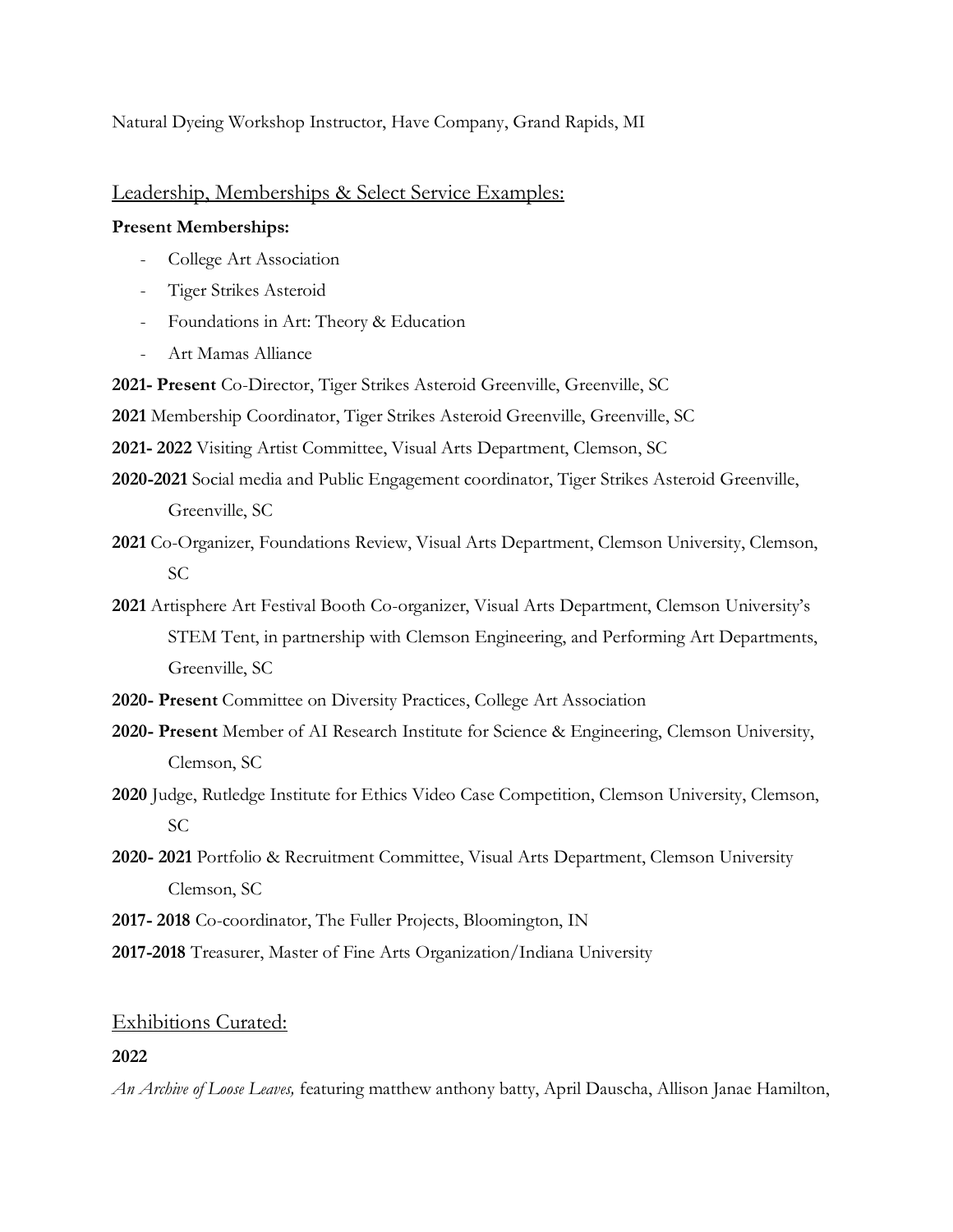Natural Dyeing Workshop Instructor, Have Company, Grand Rapids, MI

## Leadership, Memberships & Select Service Examples:

**Present Memberships:**

- College Art Association
- Tiger Strikes Asteroid
- Foundations in Art: Theory & Education
- Art Mamas Alliance

**2021- Present** Co-Director, Tiger Strikes Asteroid Greenville, Greenville, SC

**2021** Membership Coordinator, Tiger Strikes Asteroid Greenville, Greenville, SC

**2021- 2022** Visiting Artist Committee, Visual Arts Department, Clemson, SC

**2020-2021** Social media and Public Engagement coordinator, Tiger Strikes Asteroid Greenville, Greenville, SC

**2021** Co-Organizer, Foundations Review, Visual Arts Department, Clemson University, Clemson, SC

**2021** Artisphere Art Festival Booth Co-organizer, Visual Arts Department, Clemson University's STEM Tent, in partnership with Clemson Engineering, and Performing Art Departments, Greenville, SC

**2020- Present** Committee on Diversity Practices, College Art Association

**2020- Present** Member of AI Research Institute for Science & Engineering, Clemson University, Clemson, SC

**2020** Judge, Rutledge Institute for Ethics Video Case Competition, Clemson University, Clemson, SC

**2020- 2021** Portfolio & Recruitment Committee, Visual Arts Department, Clemson University Clemson, SC

**2017- 2018** Co-coordinator, The Fuller Projects, Bloomington, IN

**2017-2018** Treasurer, Master of Fine Arts Organization/Indiana University

## Exhibitions Curated:

**2022**

*An Archive of Loose Leaves,* featuring matthew anthony batty, April Dauscha, Allison Janae Hamilton,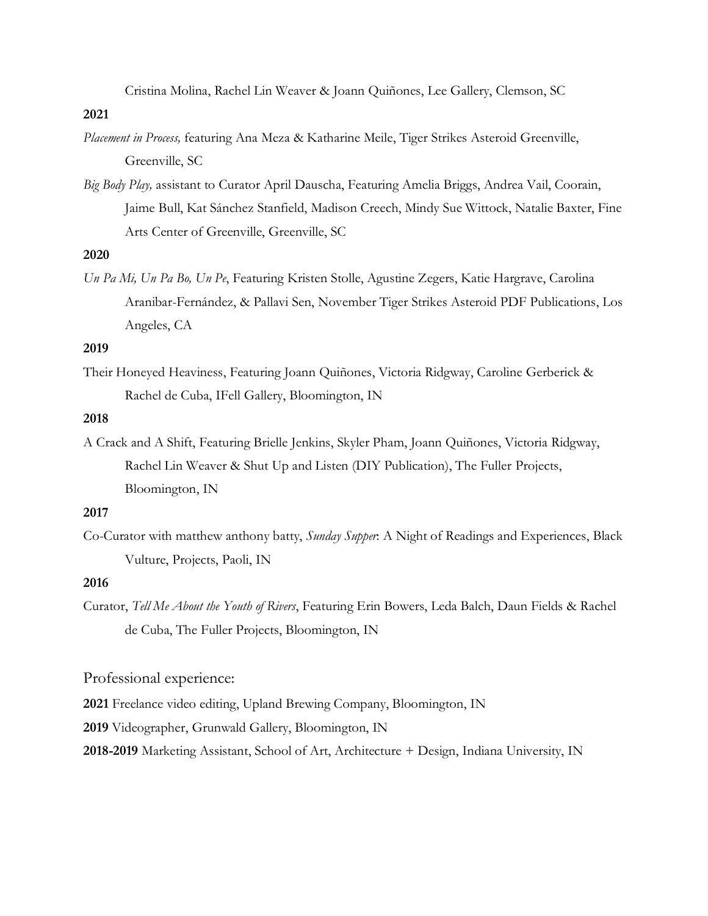Cristina Molina, Rachel Lin Weaver & Joann Quiñones, Lee Gallery, Clemson, SC

**2021**

*Placement in Process,* featuring Ana Meza & Katharine Meile, Tiger Strikes Asteroid Greenville, Greenville, SC

*Big Body Play,* assistant to Curator April Dauscha, Featuring Amelia Briggs, Andrea Vail, Coorain, Jaime Bull, Kat Sánchez Stanfield, Madison Creech, Mindy Sue Wittock, Natalie Baxter, Fine Arts Center of Greenville, Greenville, SC

**2020**

*Un Pa Mi, Un Pa Bo, Un Pe*, Featuring Kristen Stolle, Agustine Zegers, Katie Hargrave, Carolina Aranibar-Fernández, & Pallavi Sen, November Tiger Strikes Asteroid PDF Publications, Los Angeles, CA

**2019**

Their Honeyed Heaviness, Featuring Joann Quiñones, Victoria Ridgway, Caroline Gerberick & Rachel de Cuba, IFell Gallery, Bloomington, IN

**2018**

A Crack and A Shift, Featuring Brielle Jenkins, Skyler Pham, Joann Quiñones, Victoria Ridgway, Rachel Lin Weaver & Shut Up and Listen (DIY Publication), The Fuller Projects, Bloomington, IN

**2017**

Co-Curator with matthew anthony batty, *Sunday Supper*: A Night of Readings and Experiences, Black Vulture, Projects, Paoli, IN

**2016**

Curator, *Tell Me About the Youth of Rivers*, Featuring Erin Bowers, Leda Balch, Daun Fields & Rachel de Cuba, The Fuller Projects, Bloomington, IN

## Professional experience:

**2021** Freelance video editing, Upland Brewing Company, Bloomington, IN

**2019** Videographer, Grunwald Gallery, Bloomington, IN

**2018-2019** Marketing Assistant, School of Art, Architecture + Design, Indiana University, IN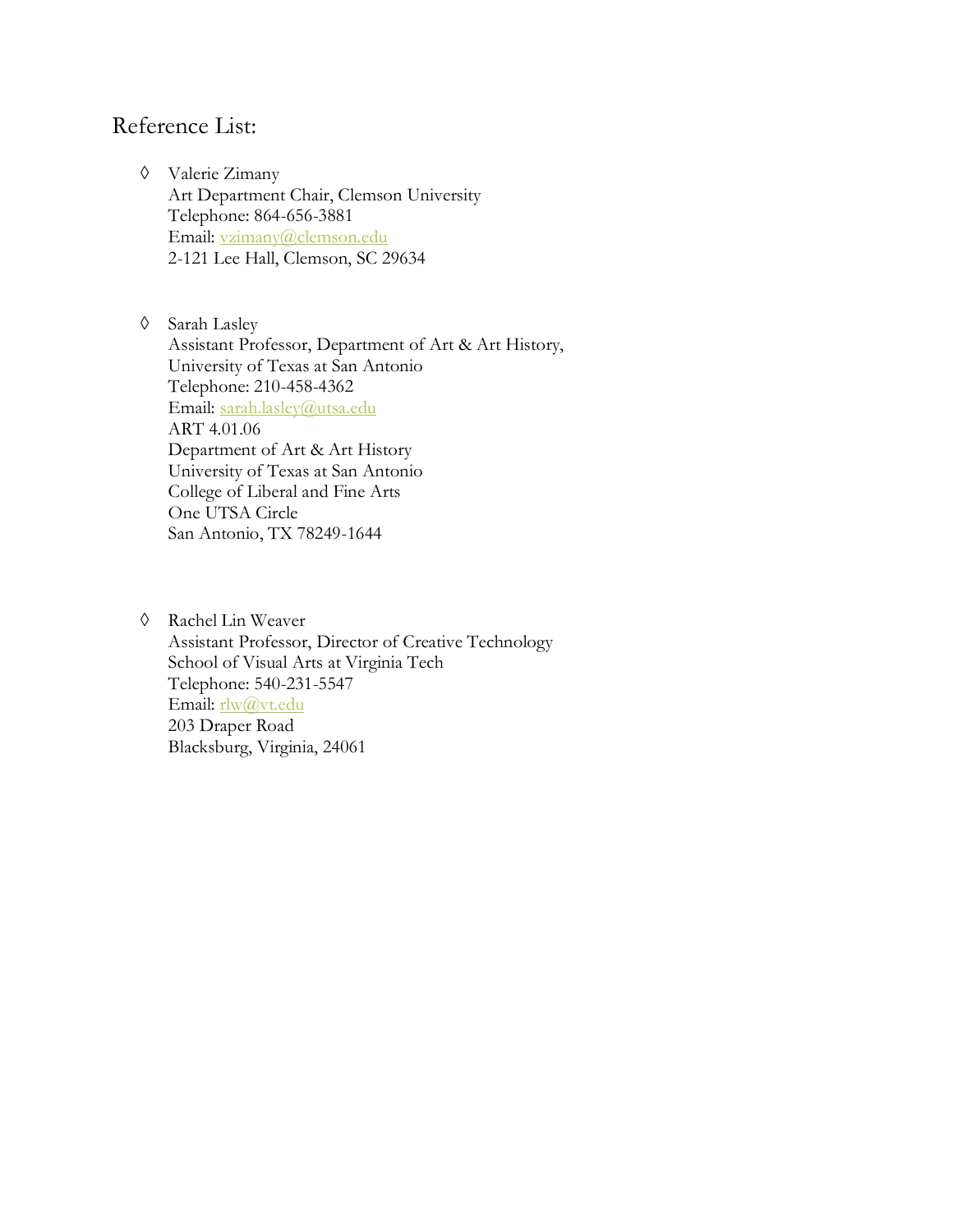## Reference List:

- ◊ Valerie Zimany
  Art Department Chair, Clemson University
  Telephone: 864-656-3881
  Email: vzimany@clemson.edu
  2-121 Lee Hall, Clemson, SC 29634

- ◊ Sarah Lasley
  Assistant Professor, Department of Art & Art History,
  University of Texas at San Antonio
  Telephone: 210-458-4362
  Email: sarah.lasley@utsa.edu
  ART 4.01.06
  Department of Art & Art History
  University of Texas at San Antonio
  College of Liberal and Fine Arts
  One UTSA Circle
  San Antonio, TX 78249-1644

- ◊ Rachel Lin Weaver
  Assistant Professor, Director of Creative Technology
  School of Visual Arts at Virginia Tech
  Telephone: 540-231-5547
  Email: rlw@vt.edu
  203 Draper Road
  Blacksburg, Virginia, 24061